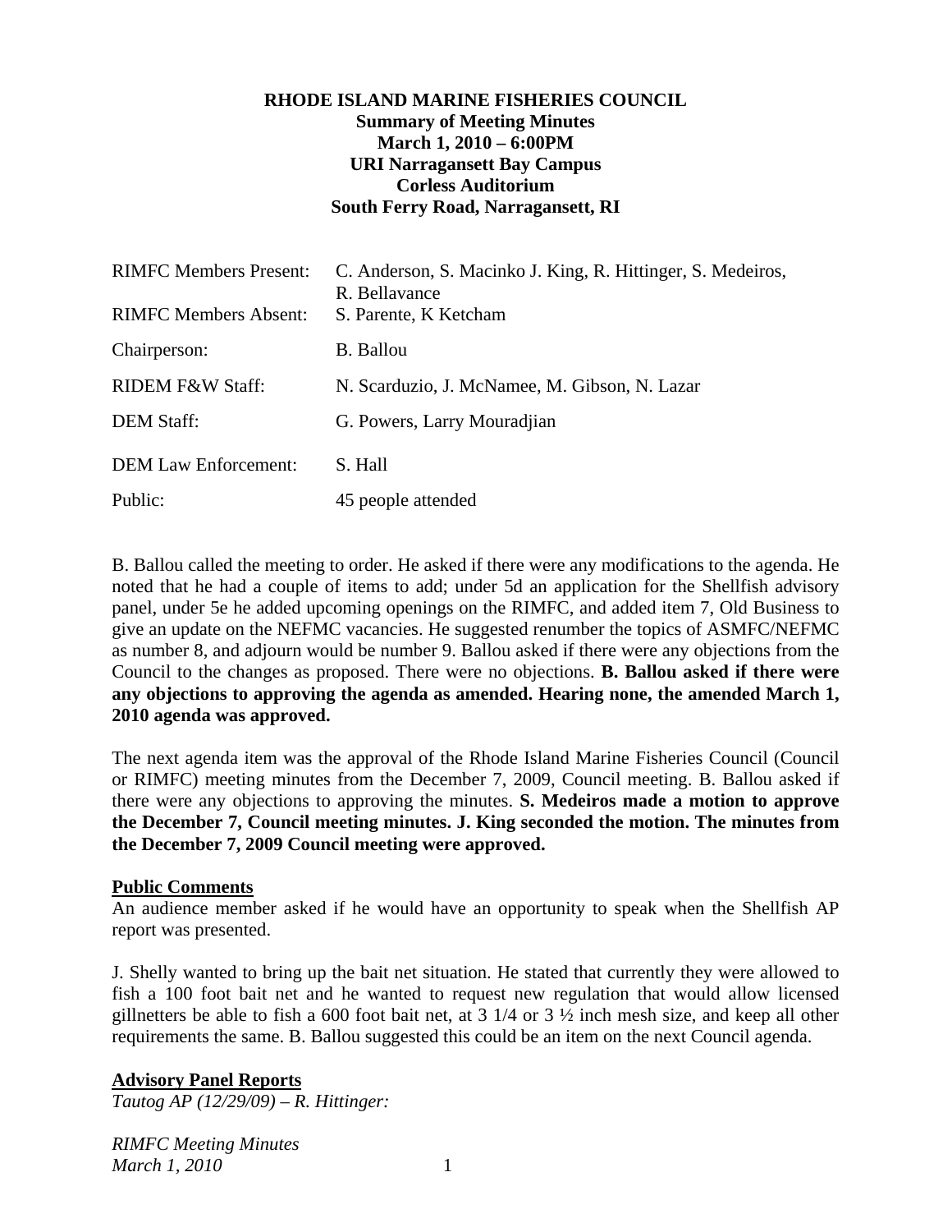**RHODE ISLAND MARINE FISHERIES COUNCIL**
**Summary of Meeting Minutes**
**March 1, 2010 – 6:00PM**
**URI Narragansett Bay Campus**
**Corless Auditorium**
**South Ferry Road, Narragansett, RI**

| | |
|---|---|
| RIMFC Members Present: | C. Anderson, S. Macinko J. King, R. Hittinger, S. Medeiros, R. Bellavance |
| RIMFC Members Absent: | S. Parente, K Ketcham |
| Chairperson: | B. Ballou |
| RIDEM F&W Staff: | N. Scarduzio, J. McNamee, M. Gibson, N. Lazar |
| DEM Staff: | G. Powers, Larry Mouradjian |
| DEM Law Enforcement: | S. Hall |
| Public: | 45 people attended |

B. Ballou called the meeting to order. He asked if there were any modifications to the agenda. He noted that he had a couple of items to add; under 5d an application for the Shellfish advisory panel, under 5e he added upcoming openings on the RIMFC, and added item 7, Old Business to give an update on the NEFMC vacancies. He suggested renumber the topics of ASMFC/NEFMC as number 8, and adjourn would be number 9. Ballou asked if there were any objections from the Council to the changes as proposed. There were no objections. **B. Ballou asked if there were any objections to approving the agenda as amended. Hearing none, the amended March 1, 2010 agenda was approved.**

The next agenda item was the approval of the Rhode Island Marine Fisheries Council (Council or RIMFC) meeting minutes from the December 7, 2009, Council meeting. B. Ballou asked if there were any objections to approving the minutes. **S. Medeiros made a motion to approve the December 7, Council meeting minutes. J. King seconded the motion. The minutes from the December 7, 2009 Council meeting were approved.**

**Public Comments**

An audience member asked if he would have an opportunity to speak when the Shellfish AP report was presented.

J. Shelly wanted to bring up the bait net situation. He stated that currently they were allowed to fish a 100 foot bait net and he wanted to request new regulation that would allow licensed gillnetters be able to fish a 600 foot bait net, at 3 1/4 or 3 ½ inch mesh size, and keep all other requirements the same. B. Ballou suggested this could be an item on the next Council agenda.

**Advisory Panel Reports**

*Tautog AP (12/29/09) – R. Hittinger:*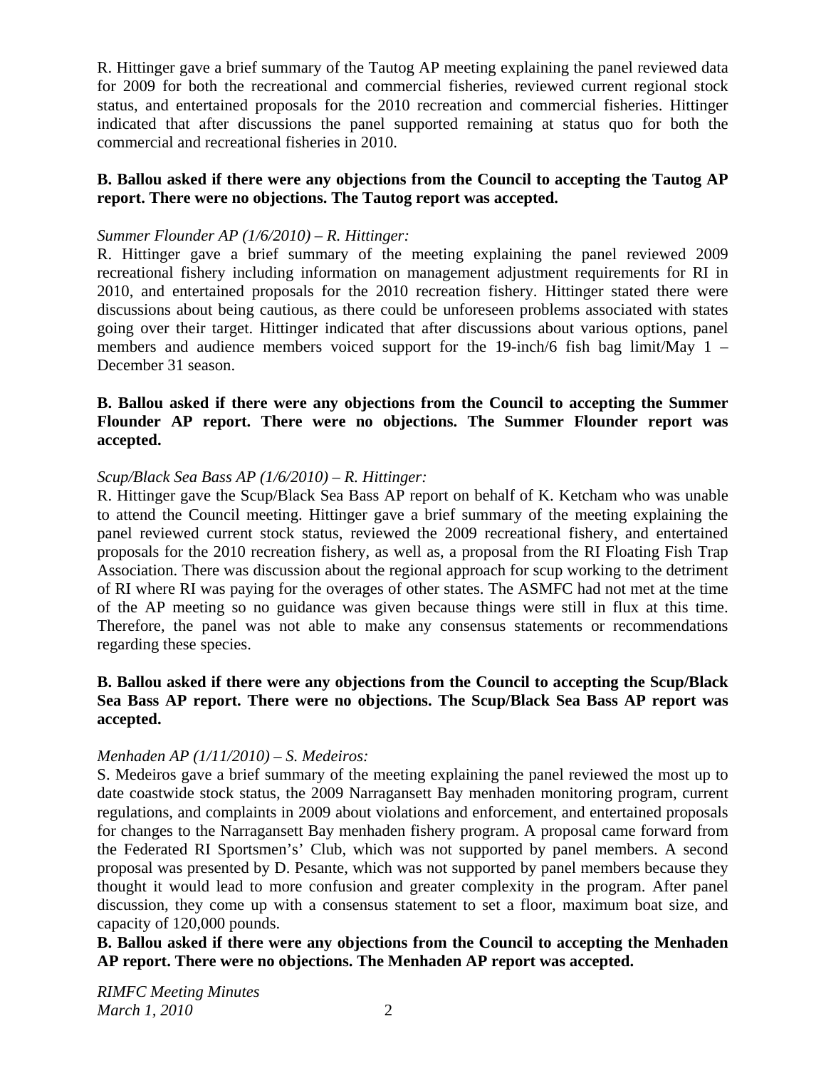R. Hittinger gave a brief summary of the Tautog AP meeting explaining the panel reviewed data for 2009 for both the recreational and commercial fisheries, reviewed current regional stock status, and entertained proposals for the 2010 recreation and commercial fisheries. Hittinger indicated that after discussions the panel supported remaining at status quo for both the commercial and recreational fisheries in 2010.

**B. Ballou asked if there were any objections from the Council to accepting the Tautog AP report. There were no objections. The Tautog report was accepted.**

*Summer Flounder AP (1/6/2010) – R. Hittinger:*

R. Hittinger gave a brief summary of the meeting explaining the panel reviewed 2009 recreational fishery including information on management adjustment requirements for RI in 2010, and entertained proposals for the 2010 recreation fishery. Hittinger stated there were discussions about being cautious, as there could be unforeseen problems associated with states going over their target. Hittinger indicated that after discussions about various options, panel members and audience members voiced support for the 19-inch/6 fish bag limit/May 1 – December 31 season.

**B. Ballou asked if there were any objections from the Council to accepting the Summer Flounder AP report. There were no objections. The Summer Flounder report was accepted.**

*Scup/Black Sea Bass AP (1/6/2010) – R. Hittinger:*

R. Hittinger gave the Scup/Black Sea Bass AP report on behalf of K. Ketcham who was unable to attend the Council meeting. Hittinger gave a brief summary of the meeting explaining the panel reviewed current stock status, reviewed the 2009 recreational fishery, and entertained proposals for the 2010 recreation fishery, as well as, a proposal from the RI Floating Fish Trap Association. There was discussion about the regional approach for scup working to the detriment of RI where RI was paying for the overages of other states. The ASMFC had not met at the time of the AP meeting so no guidance was given because things were still in flux at this time. Therefore, the panel was not able to make any consensus statements or recommendations regarding these species.

**B. Ballou asked if there were any objections from the Council to accepting the Scup/Black Sea Bass AP report. There were no objections. The Scup/Black Sea Bass AP report was accepted.**

*Menhaden AP (1/11/2010) – S. Medeiros:*

S. Medeiros gave a brief summary of the meeting explaining the panel reviewed the most up to date coastwide stock status, the 2009 Narragansett Bay menhaden monitoring program, current regulations, and complaints in 2009 about violations and enforcement, and entertained proposals for changes to the Narragansett Bay menhaden fishery program. A proposal came forward from the Federated RI Sportsmen's' Club, which was not supported by panel members. A second proposal was presented by D. Pesante, which was not supported by panel members because they thought it would lead to more confusion and greater complexity in the program. After panel discussion, they come up with a consensus statement to set a floor, maximum boat size, and capacity of 120,000 pounds.

**B. Ballou asked if there were any objections from the Council to accepting the Menhaden AP report. There were no objections. The Menhaden AP report was accepted.**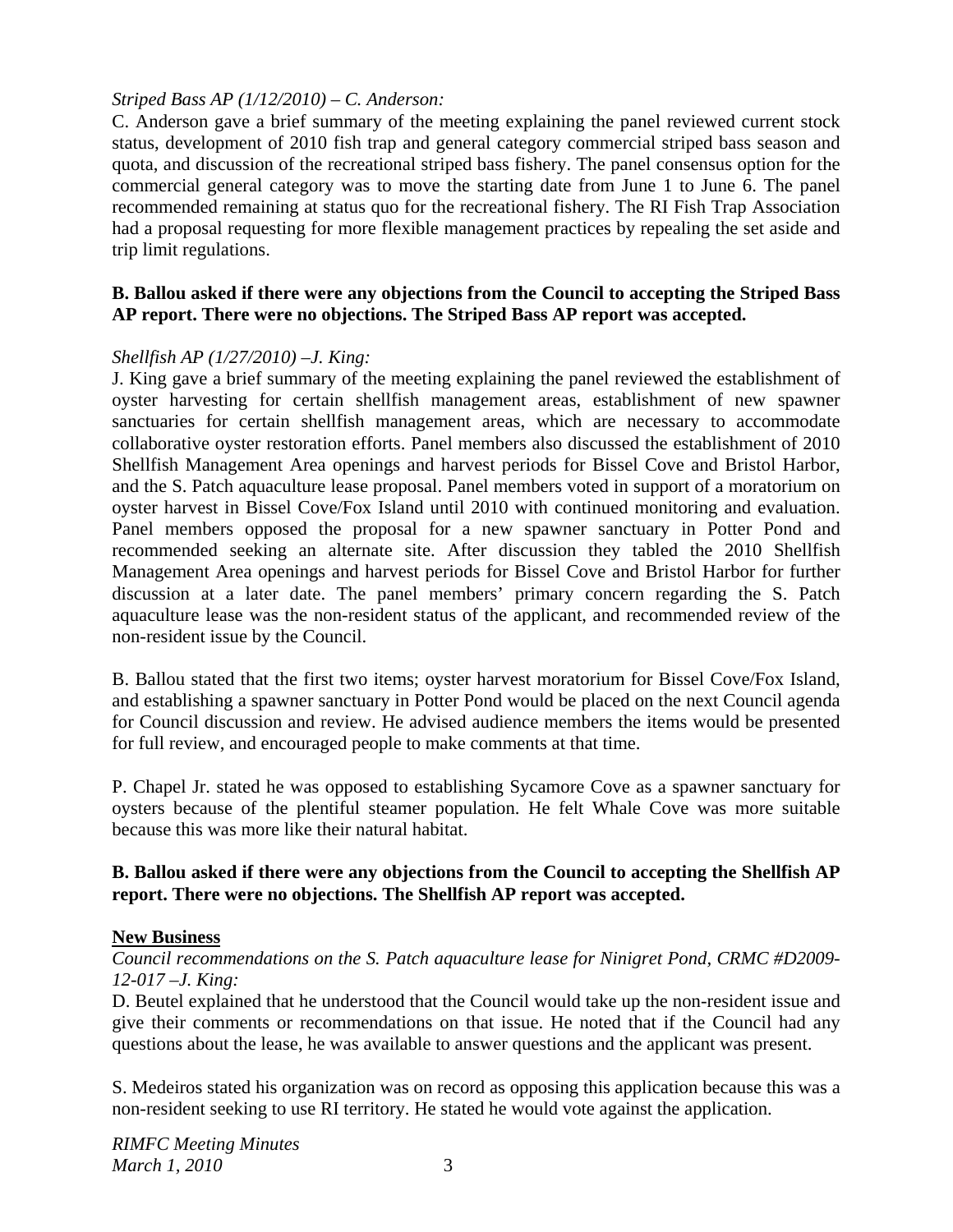*Striped Bass AP (1/12/2010) – C. Anderson:*

C. Anderson gave a brief summary of the meeting explaining the panel reviewed current stock status, development of 2010 fish trap and general category commercial striped bass season and quota, and discussion of the recreational striped bass fishery. The panel consensus option for the commercial general category was to move the starting date from June 1 to June 6. The panel recommended remaining at status quo for the recreational fishery. The RI Fish Trap Association had a proposal requesting for more flexible management practices by repealing the set aside and trip limit regulations.

**B. Ballou asked if there were any objections from the Council to accepting the Striped Bass AP report. There were no objections. The Striped Bass AP report was accepted.**

*Shellfish AP (1/27/2010) –J. King:*

J. King gave a brief summary of the meeting explaining the panel reviewed the establishment of oyster harvesting for certain shellfish management areas, establishment of new spawner sanctuaries for certain shellfish management areas, which are necessary to accommodate collaborative oyster restoration efforts. Panel members also discussed the establishment of 2010 Shellfish Management Area openings and harvest periods for Bissel Cove and Bristol Harbor, and the S. Patch aquaculture lease proposal. Panel members voted in support of a moratorium on oyster harvest in Bissel Cove/Fox Island until 2010 with continued monitoring and evaluation. Panel members opposed the proposal for a new spawner sanctuary in Potter Pond and recommended seeking an alternate site. After discussion they tabled the 2010 Shellfish Management Area openings and harvest periods for Bissel Cove and Bristol Harbor for further discussion at a later date. The panel members' primary concern regarding the S. Patch aquaculture lease was the non-resident status of the applicant, and recommended review of the non-resident issue by the Council.

B. Ballou stated that the first two items; oyster harvest moratorium for Bissel Cove/Fox Island, and establishing a spawner sanctuary in Potter Pond would be placed on the next Council agenda for Council discussion and review. He advised audience members the items would be presented for full review, and encouraged people to make comments at that time.

P. Chapel Jr. stated he was opposed to establishing Sycamore Cove as a spawner sanctuary for oysters because of the plentiful steamer population. He felt Whale Cove was more suitable because this was more like their natural habitat.

**B. Ballou asked if there were any objections from the Council to accepting the Shellfish AP report. There were no objections. The Shellfish AP report was accepted.**

## New Business

*Council recommendations on the S. Patch aquaculture lease for Ninigret Pond, CRMC #D2009-12-017 –J. King:*

D. Beutel explained that he understood that the Council would take up the non-resident issue and give their comments or recommendations on that issue. He noted that if the Council had any questions about the lease, he was available to answer questions and the applicant was present.

S. Medeiros stated his organization was on record as opposing this application because this was a non-resident seeking to use RI territory. He stated he would vote against the application.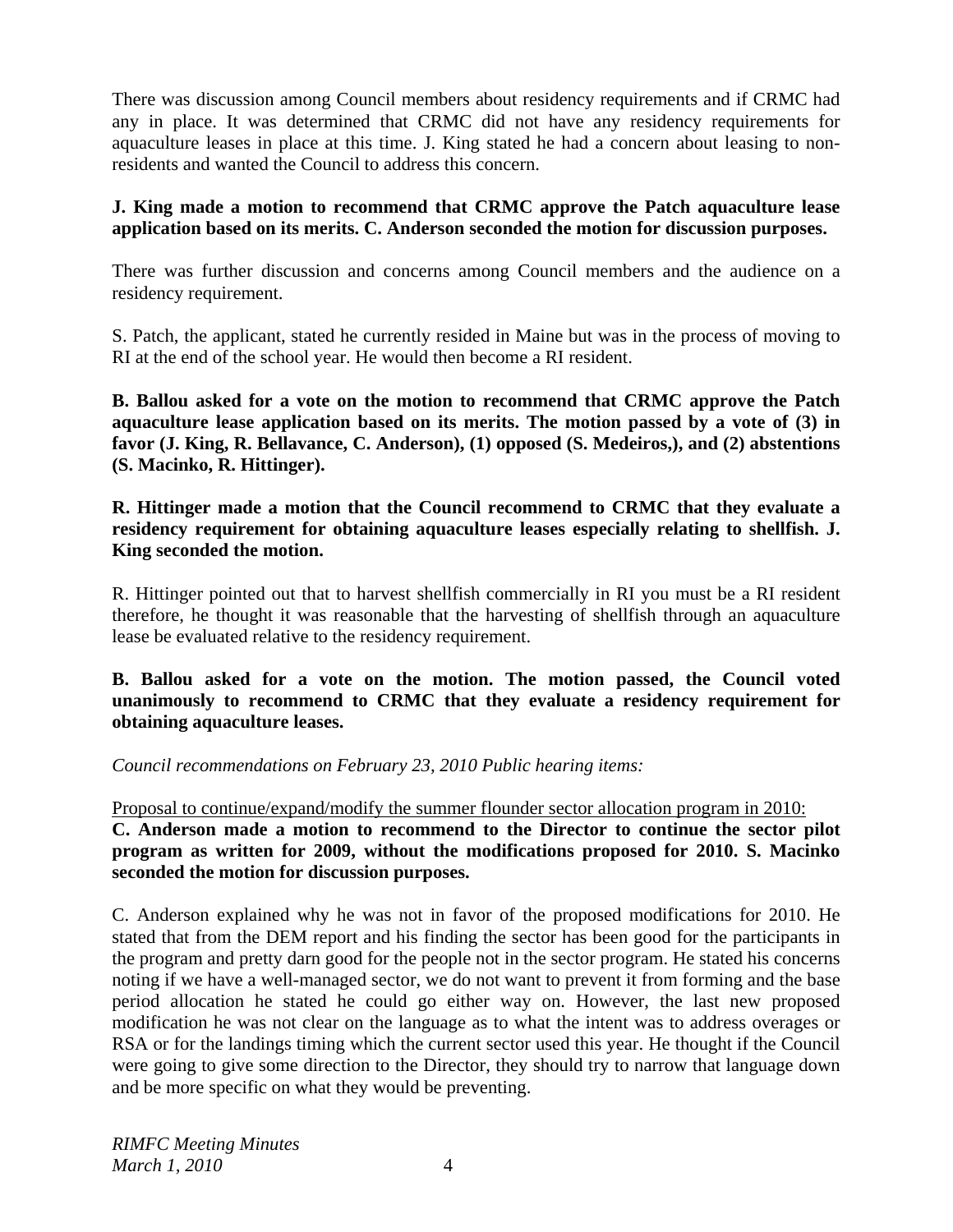There was discussion among Council members about residency requirements and if CRMC had any in place. It was determined that CRMC did not have any residency requirements for aquaculture leases in place at this time. J. King stated he had a concern about leasing to non-residents and wanted the Council to address this concern.

**J. King made a motion to recommend that CRMC approve the Patch aquaculture lease application based on its merits. C. Anderson seconded the motion for discussion purposes.**

There was further discussion and concerns among Council members and the audience on a residency requirement.

S. Patch, the applicant, stated he currently resided in Maine but was in the process of moving to RI at the end of the school year. He would then become a RI resident.

**B. Ballou asked for a vote on the motion to recommend that CRMC approve the Patch aquaculture lease application based on its merits. The motion passed by a vote of (3) in favor (J. King, R. Bellavance, C. Anderson), (1) opposed (S. Medeiros,), and (2) abstentions (S. Macinko, R. Hittinger).**

**R. Hittinger made a motion that the Council recommend to CRMC that they evaluate a residency requirement for obtaining aquaculture leases especially relating to shellfish. J. King seconded the motion.**

R. Hittinger pointed out that to harvest shellfish commercially in RI you must be a RI resident therefore, he thought it was reasonable that the harvesting of shellfish through an aquaculture lease be evaluated relative to the residency requirement.

**B. Ballou asked for a vote on the motion. The motion passed, the Council voted unanimously to recommend to CRMC that they evaluate a residency requirement for obtaining aquaculture leases.**

*Council recommendations on February 23, 2010 Public hearing items:*

Proposal to continue/expand/modify the summer flounder sector allocation program in 2010:

**C. Anderson made a motion to recommend to the Director to continue the sector pilot program as written for 2009, without the modifications proposed for 2010. S. Macinko seconded the motion for discussion purposes.**

C. Anderson explained why he was not in favor of the proposed modifications for 2010. He stated that from the DEM report and his finding the sector has been good for the participants in the program and pretty darn good for the people not in the sector program. He stated his concerns noting if we have a well-managed sector, we do not want to prevent it from forming and the base period allocation he stated he could go either way on. However, the last new proposed modification he was not clear on the language as to what the intent was to address overages or RSA or for the landings timing which the current sector used this year. He thought if the Council were going to give some direction to the Director, they should try to narrow that language down and be more specific on what they would be preventing.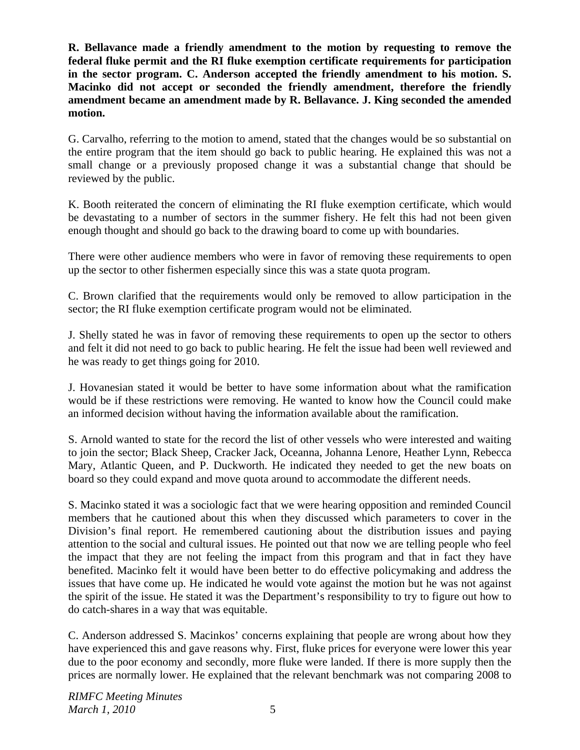**R. Bellavance made a friendly amendment to the motion by requesting to remove the federal fluke permit and the RI fluke exemption certificate requirements for participation in the sector program. C. Anderson accepted the friendly amendment to his motion. S. Macinko did not accept or seconded the friendly amendment, therefore the friendly amendment became an amendment made by R. Bellavance. J. King seconded the amended motion.**

G. Carvalho, referring to the motion to amend, stated that the changes would be so substantial on the entire program that the item should go back to public hearing. He explained this was not a small change or a previously proposed change it was a substantial change that should be reviewed by the public.

K. Booth reiterated the concern of eliminating the RI fluke exemption certificate, which would be devastating to a number of sectors in the summer fishery. He felt this had not been given enough thought and should go back to the drawing board to come up with boundaries.

There were other audience members who were in favor of removing these requirements to open up the sector to other fishermen especially since this was a state quota program.

C. Brown clarified that the requirements would only be removed to allow participation in the sector; the RI fluke exemption certificate program would not be eliminated.

J. Shelly stated he was in favor of removing these requirements to open up the sector to others and felt it did not need to go back to public hearing. He felt the issue had been well reviewed and he was ready to get things going for 2010.

J. Hovanesian stated it would be better to have some information about what the ramification would be if these restrictions were removing. He wanted to know how the Council could make an informed decision without having the information available about the ramification.

S. Arnold wanted to state for the record the list of other vessels who were interested and waiting to join the sector; Black Sheep, Cracker Jack, Oceanna, Johanna Lenore, Heather Lynn, Rebecca Mary, Atlantic Queen, and P. Duckworth. He indicated they needed to get the new boats on board so they could expand and move quota around to accommodate the different needs.

S. Macinko stated it was a sociologic fact that we were hearing opposition and reminded Council members that he cautioned about this when they discussed which parameters to cover in the Division's final report. He remembered cautioning about the distribution issues and paying attention to the social and cultural issues. He pointed out that now we are telling people who feel the impact that they are not feeling the impact from this program and that in fact they have benefited. Macinko felt it would have been better to do effective policymaking and address the issues that have come up. He indicated he would vote against the motion but he was not against the spirit of the issue. He stated it was the Department's responsibility to try to figure out how to do catch-shares in a way that was equitable.

C. Anderson addressed S. Macinkos' concerns explaining that people are wrong about how they have experienced this and gave reasons why. First, fluke prices for everyone were lower this year due to the poor economy and secondly, more fluke were landed. If there is more supply then the prices are normally lower. He explained that the relevant benchmark was not comparing 2008 to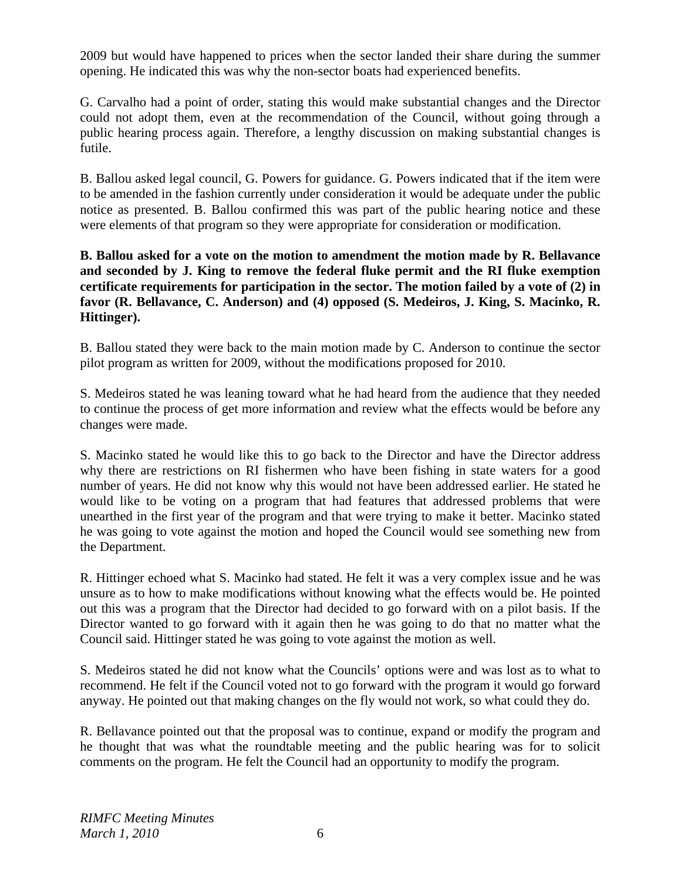2009 but would have happened to prices when the sector landed their share during the summer opening. He indicated this was why the non-sector boats had experienced benefits.

G. Carvalho had a point of order, stating this would make substantial changes and the Director could not adopt them, even at the recommendation of the Council, without going through a public hearing process again. Therefore, a lengthy discussion on making substantial changes is futile.

B. Ballou asked legal council, G. Powers for guidance. G. Powers indicated that if the item were to be amended in the fashion currently under consideration it would be adequate under the public notice as presented. B. Ballou confirmed this was part of the public hearing notice and these were elements of that program so they were appropriate for consideration or modification.

**B. Ballou asked for a vote on the motion to amendment the motion made by R. Bellavance and seconded by J. King to remove the federal fluke permit and the RI fluke exemption certificate requirements for participation in the sector. The motion failed by a vote of (2) in favor (R. Bellavance, C. Anderson) and (4) opposed (S. Medeiros, J. King, S. Macinko, R. Hittinger).**

B. Ballou stated they were back to the main motion made by C. Anderson to continue the sector pilot program as written for 2009, without the modifications proposed for 2010.

S. Medeiros stated he was leaning toward what he had heard from the audience that they needed to continue the process of get more information and review what the effects would be before any changes were made.

S. Macinko stated he would like this to go back to the Director and have the Director address why there are restrictions on RI fishermen who have been fishing in state waters for a good number of years. He did not know why this would not have been addressed earlier. He stated he would like to be voting on a program that had features that addressed problems that were unearthed in the first year of the program and that were trying to make it better. Macinko stated he was going to vote against the motion and hoped the Council would see something new from the Department.

R. Hittinger echoed what S. Macinko had stated. He felt it was a very complex issue and he was unsure as to how to make modifications without knowing what the effects would be. He pointed out this was a program that the Director had decided to go forward with on a pilot basis. If the Director wanted to go forward with it again then he was going to do that no matter what the Council said. Hittinger stated he was going to vote against the motion as well.

S. Medeiros stated he did not know what the Councils' options were and was lost as to what to recommend. He felt if the Council voted not to go forward with the program it would go forward anyway. He pointed out that making changes on the fly would not work, so what could they do.

R. Bellavance pointed out that the proposal was to continue, expand or modify the program and he thought that was what the roundtable meeting and the public hearing was for to solicit comments on the program. He felt the Council had an opportunity to modify the program.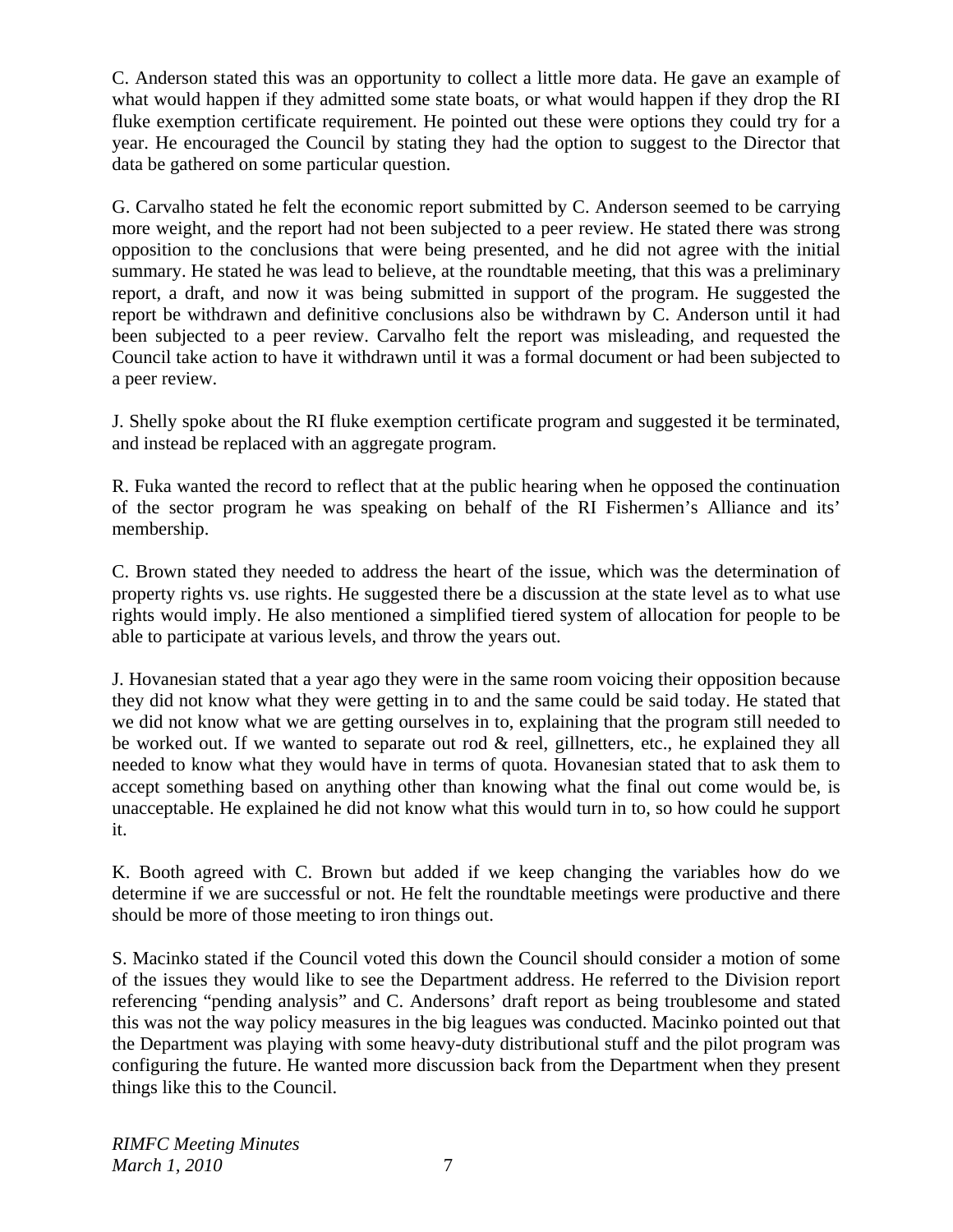C. Anderson stated this was an opportunity to collect a little more data. He gave an example of what would happen if they admitted some state boats, or what would happen if they drop the RI fluke exemption certificate requirement. He pointed out these were options they could try for a year. He encouraged the Council by stating they had the option to suggest to the Director that data be gathered on some particular question.

G. Carvalho stated he felt the economic report submitted by C. Anderson seemed to be carrying more weight, and the report had not been subjected to a peer review. He stated there was strong opposition to the conclusions that were being presented, and he did not agree with the initial summary. He stated he was lead to believe, at the roundtable meeting, that this was a preliminary report, a draft, and now it was being submitted in support of the program. He suggested the report be withdrawn and definitive conclusions also be withdrawn by C. Anderson until it had been subjected to a peer review. Carvalho felt the report was misleading, and requested the Council take action to have it withdrawn until it was a formal document or had been subjected to a peer review.

J. Shelly spoke about the RI fluke exemption certificate program and suggested it be terminated, and instead be replaced with an aggregate program.

R. Fuka wanted the record to reflect that at the public hearing when he opposed the continuation of the sector program he was speaking on behalf of the RI Fishermen's Alliance and its' membership.

C. Brown stated they needed to address the heart of the issue, which was the determination of property rights vs. use rights. He suggested there be a discussion at the state level as to what use rights would imply. He also mentioned a simplified tiered system of allocation for people to be able to participate at various levels, and throw the years out.

J. Hovanesian stated that a year ago they were in the same room voicing their opposition because they did not know what they were getting in to and the same could be said today. He stated that we did not know what we are getting ourselves in to, explaining that the program still needed to be worked out. If we wanted to separate out rod & reel, gillnetters, etc., he explained they all needed to know what they would have in terms of quota. Hovanesian stated that to ask them to accept something based on anything other than knowing what the final out come would be, is unacceptable. He explained he did not know what this would turn in to, so how could he support it.

K. Booth agreed with C. Brown but added if we keep changing the variables how do we determine if we are successful or not. He felt the roundtable meetings were productive and there should be more of those meeting to iron things out.

S. Macinko stated if the Council voted this down the Council should consider a motion of some of the issues they would like to see the Department address. He referred to the Division report referencing "pending analysis" and C. Andersons' draft report as being troublesome and stated this was not the way policy measures in the big leagues was conducted. Macinko pointed out that the Department was playing with some heavy-duty distributional stuff and the pilot program was configuring the future. He wanted more discussion back from the Department when they present things like this to the Council.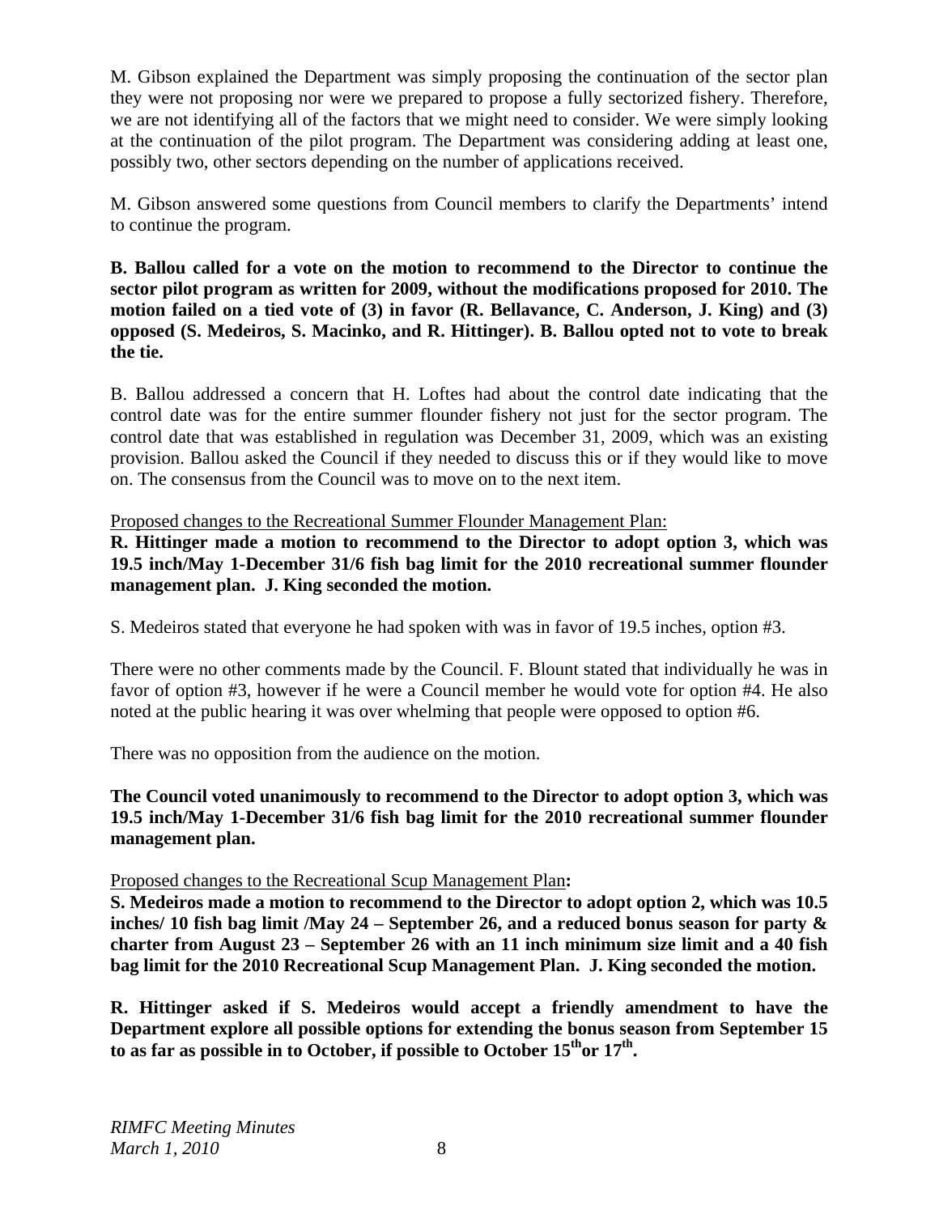M. Gibson explained the Department was simply proposing the continuation of the sector plan they were not proposing nor were we prepared to propose a fully sectorized fishery. Therefore, we are not identifying all of the factors that we might need to consider. We were simply looking at the continuation of the pilot program. The Department was considering adding at least one, possibly two, other sectors depending on the number of applications received.

M. Gibson answered some questions from Council members to clarify the Departments' intend to continue the program.

**B. Ballou called for a vote on the motion to recommend to the Director to continue the sector pilot program as written for 2009, without the modifications proposed for 2010. The motion failed on a tied vote of (3) in favor (R. Bellavance, C. Anderson, J. King) and (3) opposed (S. Medeiros, S. Macinko, and R. Hittinger). B. Ballou opted not to vote to break the tie.**

B. Ballou addressed a concern that H. Loftes had about the control date indicating that the control date was for the entire summer flounder fishery not just for the sector program. The control date that was established in regulation was December 31, 2009, which was an existing provision. Ballou asked the Council if they needed to discuss this or if they would like to move on. The consensus from the Council was to move on to the next item.

Proposed changes to the Recreational Summer Flounder Management Plan:

**R. Hittinger made a motion to recommend to the Director to adopt option 3, which was 19.5 inch/May 1-December 31/6 fish bag limit for the 2010 recreational summer flounder management plan. J. King seconded the motion.**

S. Medeiros stated that everyone he had spoken with was in favor of 19.5 inches, option #3.

There were no other comments made by the Council. F. Blount stated that individually he was in favor of option #3, however if he were a Council member he would vote for option #4. He also noted at the public hearing it was over whelming that people were opposed to option #6.

There was no opposition from the audience on the motion.

**The Council voted unanimously to recommend to the Director to adopt option 3, which was 19.5 inch/May 1-December 31/6 fish bag limit for the 2010 recreational summer flounder management plan.**

Proposed changes to the Recreational Scup Management Plan**:**

**S. Medeiros made a motion to recommend to the Director to adopt option 2, which was 10.5 inches/ 10 fish bag limit /May 24 – September 26, and a reduced bonus season for party & charter from August 23 – September 26 with an 11 inch minimum size limit and a 40 fish bag limit for the 2010 Recreational Scup Management Plan. J. King seconded the motion.**

**R. Hittinger asked if S. Medeiros would accept a friendly amendment to have the Department explore all possible options for extending the bonus season from September 15 to as far as possible in to October, if possible to October 15th or 17th.**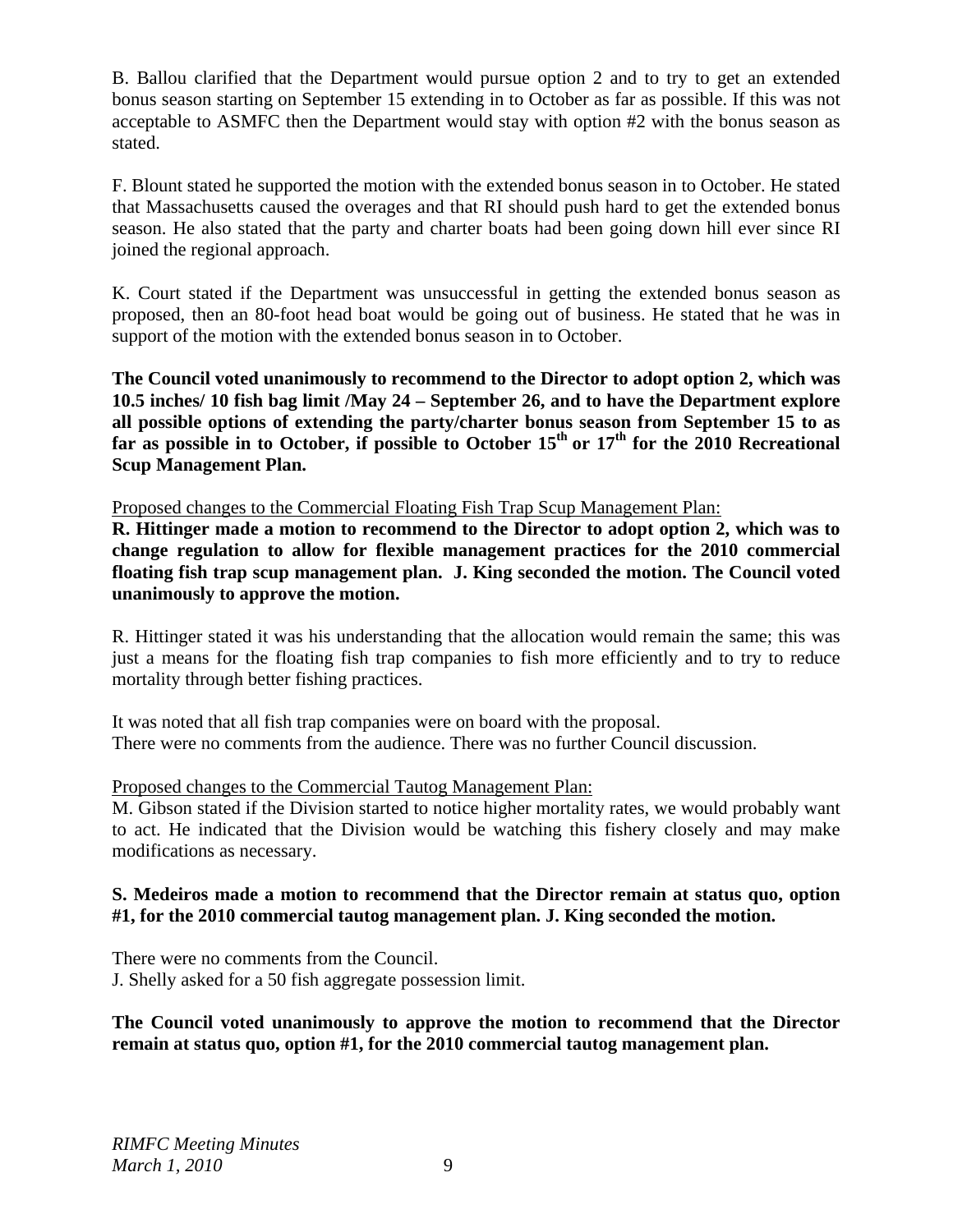B. Ballou clarified that the Department would pursue option 2 and to try to get an extended bonus season starting on September 15 extending in to October as far as possible. If this was not acceptable to ASMFC then the Department would stay with option #2 with the bonus season as stated.

F. Blount stated he supported the motion with the extended bonus season in to October. He stated that Massachusetts caused the overages and that RI should push hard to get the extended bonus season. He also stated that the party and charter boats had been going down hill ever since RI joined the regional approach.

K. Court stated if the Department was unsuccessful in getting the extended bonus season as proposed, then an 80-foot head boat would be going out of business. He stated that he was in support of the motion with the extended bonus season in to October.

**The Council voted unanimously to recommend to the Director to adopt option 2, which was 10.5 inches/ 10 fish bag limit /May 24 – September 26, and to have the Department explore all possible options of extending the party/charter bonus season from September 15 to as far as possible in to October, if possible to October 15th or 17th for the 2010 Recreational Scup Management Plan.**

<u>Proposed changes to the Commercial Floating Fish Trap Scup Management Plan:</u>

**R. Hittinger made a motion to recommend to the Director to adopt option 2, which was to change regulation to allow for flexible management practices for the 2010 commercial floating fish trap scup management plan. J. King seconded the motion. The Council voted unanimously to approve the motion.**

R. Hittinger stated it was his understanding that the allocation would remain the same; this was just a means for the floating fish trap companies to fish more efficiently and to try to reduce mortality through better fishing practices.

It was noted that all fish trap companies were on board with the proposal.
There were no comments from the audience. There was no further Council discussion.

<u>Proposed changes to the Commercial Tautog Management Plan:</u>

M. Gibson stated if the Division started to notice higher mortality rates, we would probably want to act. He indicated that the Division would be watching this fishery closely and may make modifications as necessary.

**S. Medeiros made a motion to recommend that the Director remain at status quo, option #1, for the 2010 commercial tautog management plan. J. King seconded the motion.**

There were no comments from the Council.
J. Shelly asked for a 50 fish aggregate possession limit.

**The Council voted unanimously to approve the motion to recommend that the Director remain at status quo, option #1, for the 2010 commercial tautog management plan.**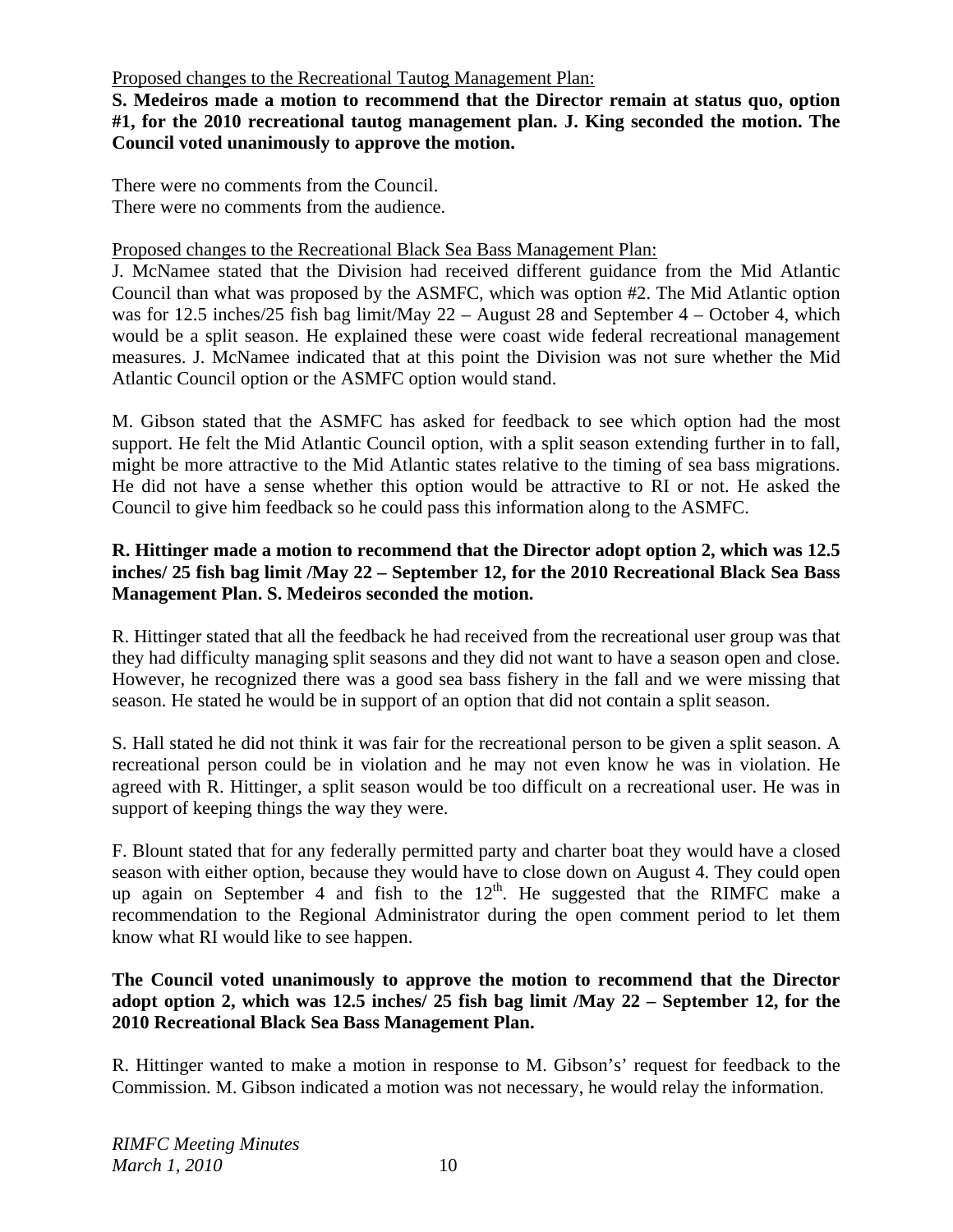Proposed changes to the Recreational Tautog Management Plan:

**S. Medeiros made a motion to recommend that the Director remain at status quo, option #1, for the 2010 recreational tautog management plan. J. King seconded the motion. The Council voted unanimously to approve the motion.**

There were no comments from the Council.
There were no comments from the audience.

Proposed changes to the Recreational Black Sea Bass Management Plan:

J. McNamee stated that the Division had received different guidance from the Mid Atlantic Council than what was proposed by the ASMFC, which was option #2. The Mid Atlantic option was for 12.5 inches/25 fish bag limit/May 22 – August 28 and September 4 – October 4, which would be a split season. He explained these were coast wide federal recreational management measures. J. McNamee indicated that at this point the Division was not sure whether the Mid Atlantic Council option or the ASMFC option would stand.

M. Gibson stated that the ASMFC has asked for feedback to see which option had the most support. He felt the Mid Atlantic Council option, with a split season extending further in to fall, might be more attractive to the Mid Atlantic states relative to the timing of sea bass migrations. He did not have a sense whether this option would be attractive to RI or not. He asked the Council to give him feedback so he could pass this information along to the ASMFC.

**R. Hittinger made a motion to recommend that the Director adopt option 2, which was 12.5 inches/ 25 fish bag limit /May 22 – September 12, for the 2010 Recreational Black Sea Bass Management Plan. S. Medeiros seconded the motion.**

R. Hittinger stated that all the feedback he had received from the recreational user group was that they had difficulty managing split seasons and they did not want to have a season open and close. However, he recognized there was a good sea bass fishery in the fall and we were missing that season. He stated he would be in support of an option that did not contain a split season.

S. Hall stated he did not think it was fair for the recreational person to be given a split season. A recreational person could be in violation and he may not even know he was in violation. He agreed with R. Hittinger, a split season would be too difficult on a recreational user. He was in support of keeping things the way they were.

F. Blount stated that for any federally permitted party and charter boat they would have a closed season with either option, because they would have to close down on August 4. They could open up again on September 4 and fish to the 12th. He suggested that the RIMFC make a recommendation to the Regional Administrator during the open comment period to let them know what RI would like to see happen.

**The Council voted unanimously to approve the motion to recommend that the Director adopt option 2, which was 12.5 inches/ 25 fish bag limit /May 22 – September 12, for the 2010 Recreational Black Sea Bass Management Plan.**

R. Hittinger wanted to make a motion in response to M. Gibson's' request for feedback to the Commission. M. Gibson indicated a motion was not necessary, he would relay the information.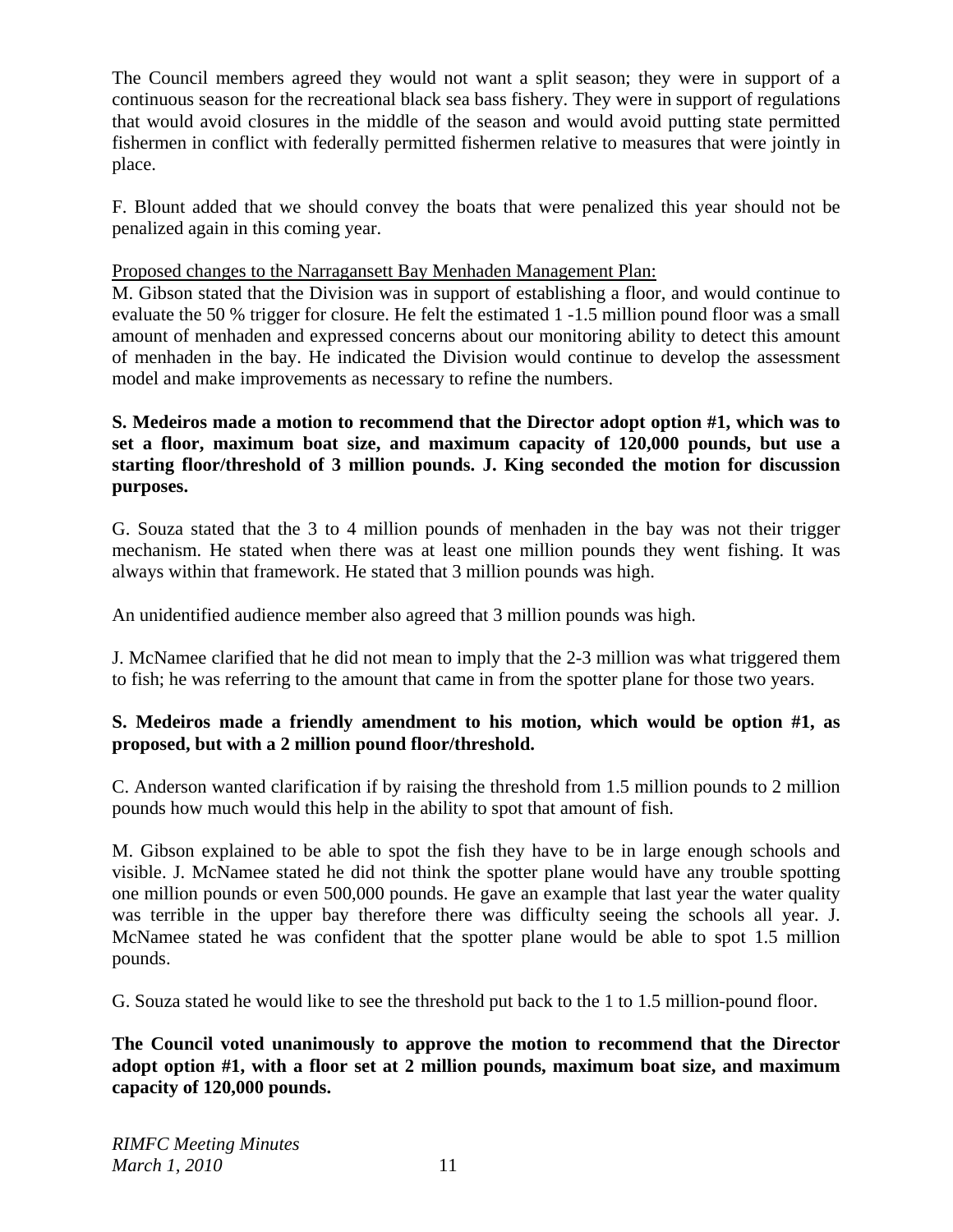The Council members agreed they would not want a split season; they were in support of a continuous season for the recreational black sea bass fishery. They were in support of regulations that would avoid closures in the middle of the season and would avoid putting state permitted fishermen in conflict with federally permitted fishermen relative to measures that were jointly in place.

F. Blount added that we should convey the boats that were penalized this year should not be penalized again in this coming year.

<u>Proposed changes to the Narragansett Bay Menhaden Management Plan:</u>

M. Gibson stated that the Division was in support of establishing a floor, and would continue to evaluate the 50 % trigger for closure. He felt the estimated 1 -1.5 million pound floor was a small amount of menhaden and expressed concerns about our monitoring ability to detect this amount of menhaden in the bay. He indicated the Division would continue to develop the assessment model and make improvements as necessary to refine the numbers.

**S. Medeiros made a motion to recommend that the Director adopt option #1, which was to set a floor, maximum boat size, and maximum capacity of 120,000 pounds, but use a starting floor/threshold of 3 million pounds. J. King seconded the motion for discussion purposes.**

G. Souza stated that the 3 to 4 million pounds of menhaden in the bay was not their trigger mechanism. He stated when there was at least one million pounds they went fishing. It was always within that framework. He stated that 3 million pounds was high.

An unidentified audience member also agreed that 3 million pounds was high.

J. McNamee clarified that he did not mean to imply that the 2-3 million was what triggered them to fish; he was referring to the amount that came in from the spotter plane for those two years.

**S. Medeiros made a friendly amendment to his motion, which would be option #1, as proposed, but with a 2 million pound floor/threshold.**

C. Anderson wanted clarification if by raising the threshold from 1.5 million pounds to 2 million pounds how much would this help in the ability to spot that amount of fish.

M. Gibson explained to be able to spot the fish they have to be in large enough schools and visible. J. McNamee stated he did not think the spotter plane would have any trouble spotting one million pounds or even 500,000 pounds. He gave an example that last year the water quality was terrible in the upper bay therefore there was difficulty seeing the schools all year. J. McNamee stated he was confident that the spotter plane would be able to spot 1.5 million pounds.

G. Souza stated he would like to see the threshold put back to the 1 to 1.5 million-pound floor.

**The Council voted unanimously to approve the motion to recommend that the Director adopt option #1, with a floor set at 2 million pounds, maximum boat size, and maximum capacity of 120,000 pounds.**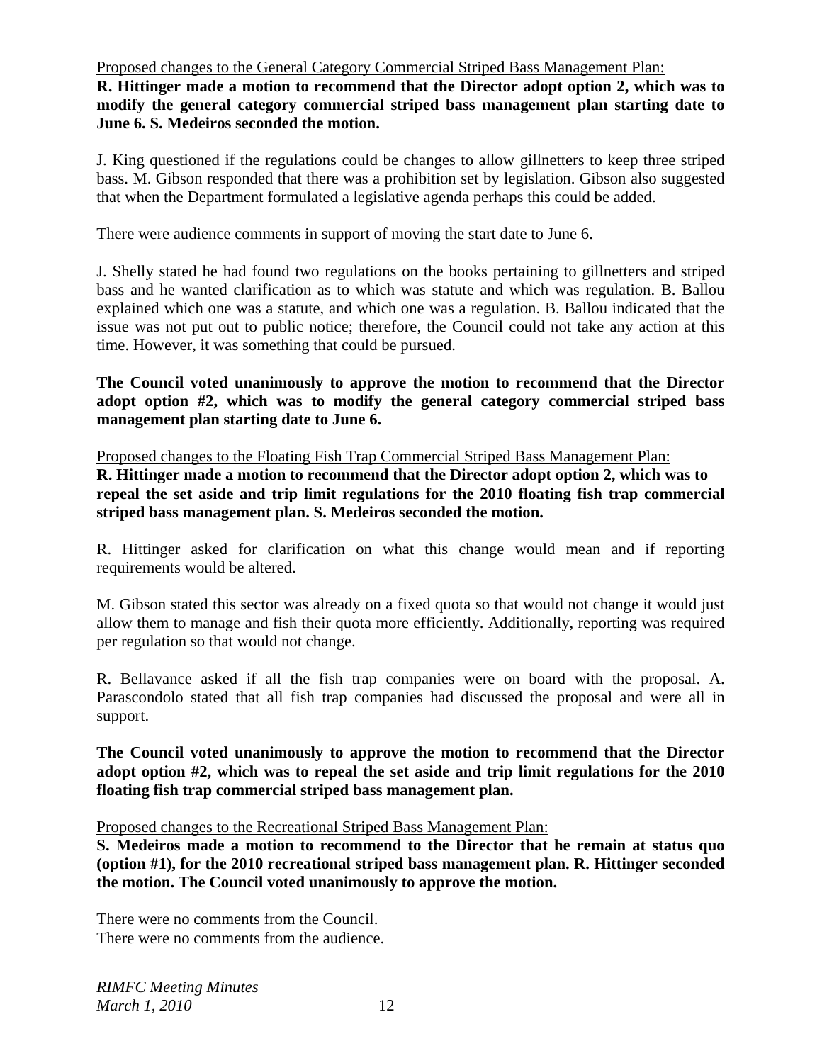Proposed changes to the General Category Commercial Striped Bass Management Plan:

**R. Hittinger made a motion to recommend that the Director adopt option 2, which was to modify the general category commercial striped bass management plan starting date to June 6. S. Medeiros seconded the motion.**

J. King questioned if the regulations could be changes to allow gillnetters to keep three striped bass. M. Gibson responded that there was a prohibition set by legislation. Gibson also suggested that when the Department formulated a legislative agenda perhaps this could be added.

There were audience comments in support of moving the start date to June 6.

J. Shelly stated he had found two regulations on the books pertaining to gillnetters and striped bass and he wanted clarification as to which was statute and which was regulation. B. Ballou explained which one was a statute, and which one was a regulation. B. Ballou indicated that the issue was not put out to public notice; therefore, the Council could not take any action at this time. However, it was something that could be pursued.

**The Council voted unanimously to approve the motion to recommend that the Director adopt option #2, which was to modify the general category commercial striped bass management plan starting date to June 6.**

Proposed changes to the Floating Fish Trap Commercial Striped Bass Management Plan:

**R. Hittinger made a motion to recommend that the Director adopt option 2, which was to repeal the set aside and trip limit regulations for the 2010 floating fish trap commercial striped bass management plan. S. Medeiros seconded the motion.**

R. Hittinger asked for clarification on what this change would mean and if reporting requirements would be altered.

M. Gibson stated this sector was already on a fixed quota so that would not change it would just allow them to manage and fish their quota more efficiently. Additionally, reporting was required per regulation so that would not change.

R. Bellavance asked if all the fish trap companies were on board with the proposal. A. Parascondolo stated that all fish trap companies had discussed the proposal and were all in support.

**The Council voted unanimously to approve the motion to recommend that the Director adopt option #2, which was to repeal the set aside and trip limit regulations for the 2010 floating fish trap commercial striped bass management plan.**

Proposed changes to the Recreational Striped Bass Management Plan:

**S. Medeiros made a motion to recommend to the Director that he remain at status quo (option #1), for the 2010 recreational striped bass management plan. R. Hittinger seconded the motion. The Council voted unanimously to approve the motion.**

There were no comments from the Council.
There were no comments from the audience.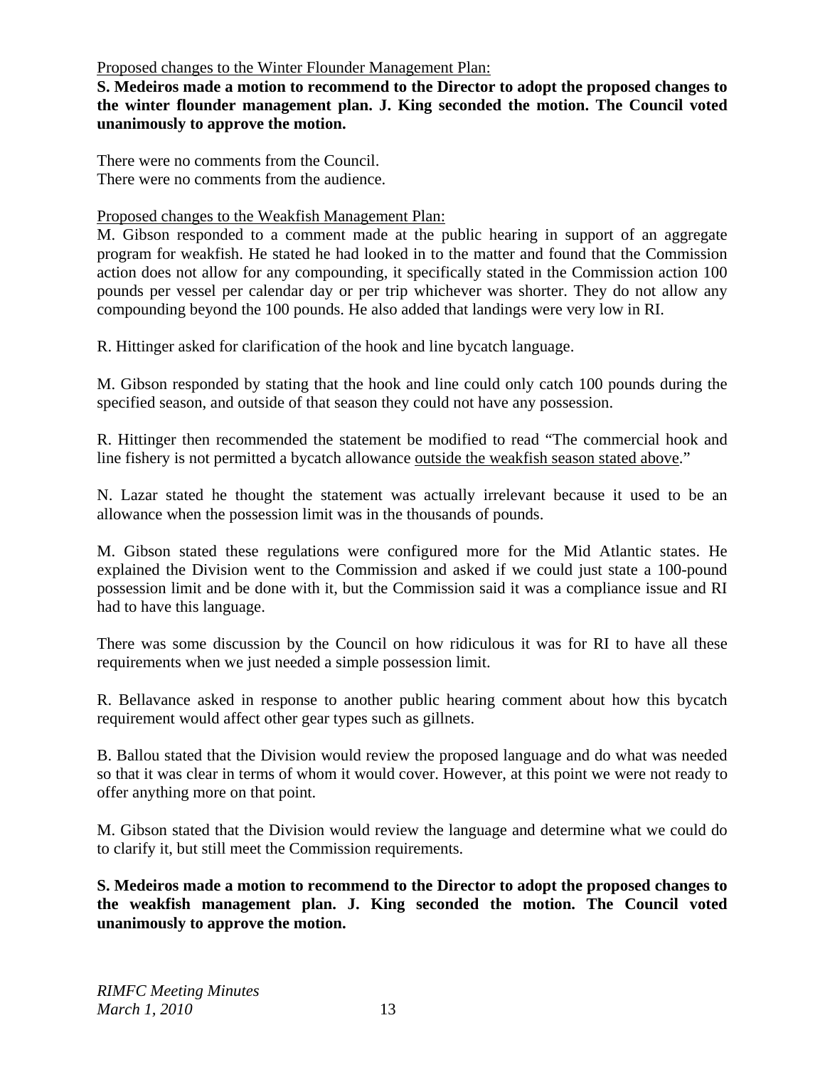<u>Proposed changes to the Winter Flounder Management Plan:</u>

**S. Medeiros made a motion to recommend to the Director to adopt the proposed changes to the winter flounder management plan. J. King seconded the motion. The Council voted unanimously to approve the motion.**

There were no comments from the Council.
There were no comments from the audience.

<u>Proposed changes to the Weakfish Management Plan:</u>
M. Gibson responded to a comment made at the public hearing in support of an aggregate program for weakfish. He stated he had looked in to the matter and found that the Commission action does not allow for any compounding, it specifically stated in the Commission action 100 pounds per vessel per calendar day or per trip whichever was shorter. They do not allow any compounding beyond the 100 pounds. He also added that landings were very low in RI.

R. Hittinger asked for clarification of the hook and line bycatch language.

M. Gibson responded by stating that the hook and line could only catch 100 pounds during the specified season, and outside of that season they could not have any possession.

R. Hittinger then recommended the statement be modified to read "The commercial hook and line fishery is not permitted a bycatch allowance <u>outside the weakfish season stated above</u>."

N. Lazar stated he thought the statement was actually irrelevant because it used to be an allowance when the possession limit was in the thousands of pounds.

M. Gibson stated these regulations were configured more for the Mid Atlantic states. He explained the Division went to the Commission and asked if we could just state a 100-pound possession limit and be done with it, but the Commission said it was a compliance issue and RI had to have this language.

There was some discussion by the Council on how ridiculous it was for RI to have all these requirements when we just needed a simple possession limit.

R. Bellavance asked in response to another public hearing comment about how this bycatch requirement would affect other gear types such as gillnets.

B. Ballou stated that the Division would review the proposed language and do what was needed so that it was clear in terms of whom it would cover. However, at this point we were not ready to offer anything more on that point.

M. Gibson stated that the Division would review the language and determine what we could do to clarify it, but still meet the Commission requirements.

**S. Medeiros made a motion to recommend to the Director to adopt the proposed changes to the weakfish management plan. J. King seconded the motion. The Council voted unanimously to approve the motion.**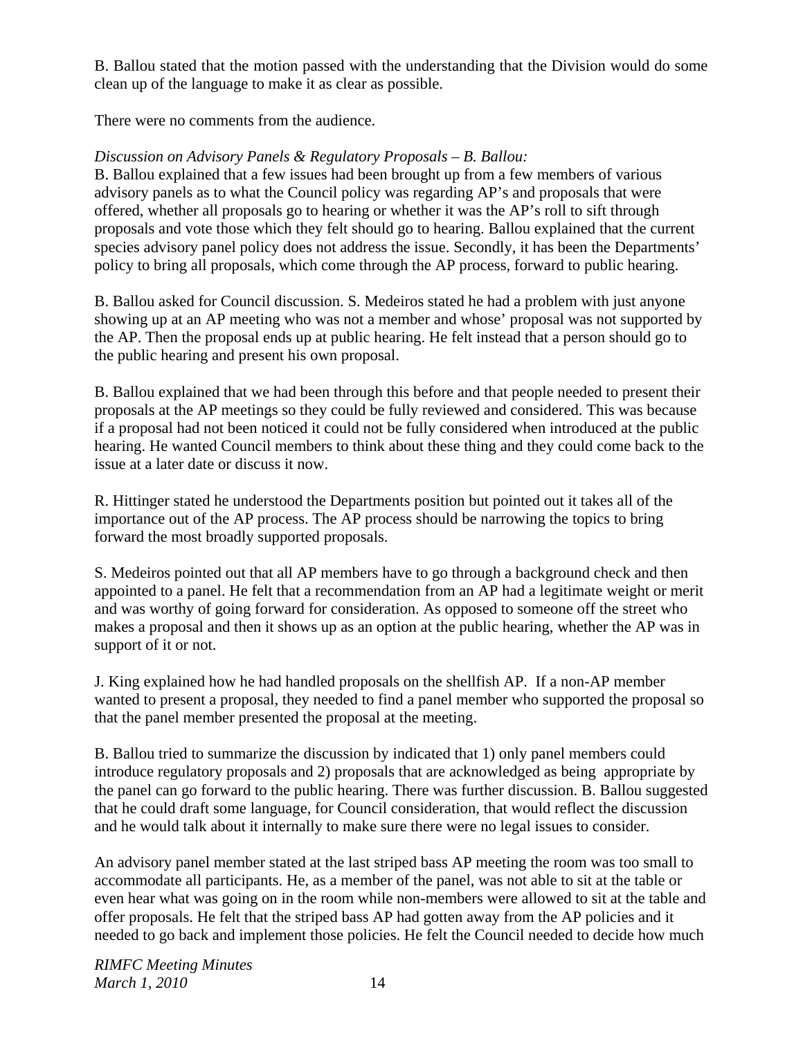B. Ballou stated that the motion passed with the understanding that the Division would do some clean up of the language to make it as clear as possible.

There were no comments from the audience.

*Discussion on Advisory Panels & Regulatory Proposals – B. Ballou:*
B. Ballou explained that a few issues had been brought up from a few members of various advisory panels as to what the Council policy was regarding AP's and proposals that were offered, whether all proposals go to hearing or whether it was the AP's roll to sift through proposals and vote those which they felt should go to hearing. Ballou explained that the current species advisory panel policy does not address the issue. Secondly, it has been the Departments' policy to bring all proposals, which come through the AP process, forward to public hearing.

B. Ballou asked for Council discussion. S. Medeiros stated he had a problem with just anyone showing up at an AP meeting who was not a member and whose' proposal was not supported by the AP. Then the proposal ends up at public hearing. He felt instead that a person should go to the public hearing and present his own proposal.

B. Ballou explained that we had been through this before and that people needed to present their proposals at the AP meetings so they could be fully reviewed and considered. This was because if a proposal had not been noticed it could not be fully considered when introduced at the public hearing. He wanted Council members to think about these thing and they could come back to the issue at a later date or discuss it now.

R. Hittinger stated he understood the Departments position but pointed out it takes all of the importance out of the AP process. The AP process should be narrowing the topics to bring forward the most broadly supported proposals.

S. Medeiros pointed out that all AP members have to go through a background check and then appointed to a panel. He felt that a recommendation from an AP had a legitimate weight or merit and was worthy of going forward for consideration. As opposed to someone off the street who makes a proposal and then it shows up as an option at the public hearing, whether the AP was in support of it or not.

J. King explained how he had handled proposals on the shellfish AP. If a non-AP member wanted to present a proposal, they needed to find a panel member who supported the proposal so that the panel member presented the proposal at the meeting.

B. Ballou tried to summarize the discussion by indicated that 1) only panel members could introduce regulatory proposals and 2) proposals that are acknowledged as being appropriate by the panel can go forward to the public hearing. There was further discussion. B. Ballou suggested that he could draft some language, for Council consideration, that would reflect the discussion and he would talk about it internally to make sure there were no legal issues to consider.

An advisory panel member stated at the last striped bass AP meeting the room was too small to accommodate all participants. He, as a member of the panel, was not able to sit at the table or even hear what was going on in the room while non-members were allowed to sit at the table and offer proposals. He felt that the striped bass AP had gotten away from the AP policies and it needed to go back and implement those policies. He felt the Council needed to decide how much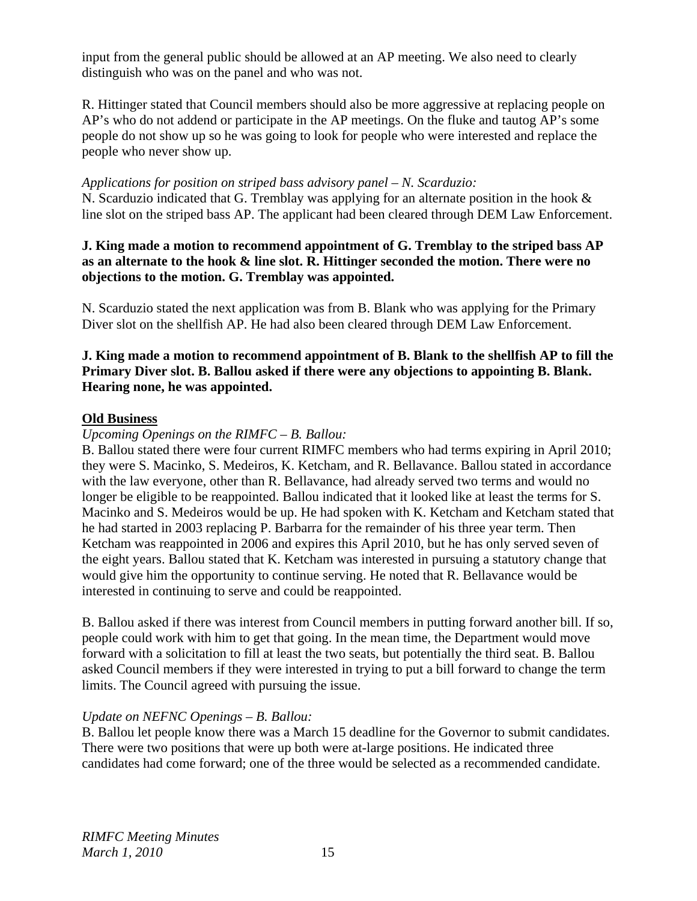input from the general public should be allowed at an AP meeting. We also need to clearly distinguish who was on the panel and who was not.

R. Hittinger stated that Council members should also be more aggressive at replacing people on AP's who do not addend or participate in the AP meetings. On the fluke and tautog AP's some people do not show up so he was going to look for people who were interested and replace the people who never show up.

*Applications for position on striped bass advisory panel – N. Scarduzio:*
N. Scarduzio indicated that G. Tremblay was applying for an alternate position in the hook & line slot on the striped bass AP. The applicant had been cleared through DEM Law Enforcement.

**J. King made a motion to recommend appointment of G. Tremblay to the striped bass AP as an alternate to the hook & line slot. R. Hittinger seconded the motion. There were no objections to the motion. G. Tremblay was appointed.**

N. Scarduzio stated the next application was from B. Blank who was applying for the Primary Diver slot on the shellfish AP. He had also been cleared through DEM Law Enforcement.

**J. King made a motion to recommend appointment of B. Blank to the shellfish AP to fill the Primary Diver slot. B. Ballou asked if there were any objections to appointing B. Blank. Hearing none, he was appointed.**

## Old Business

*Upcoming Openings on the RIMFC – B. Ballou:*
B. Ballou stated there were four current RIMFC members who had terms expiring in April 2010; they were S. Macinko, S. Medeiros, K. Ketcham, and R. Bellavance. Ballou stated in accordance with the law everyone, other than R. Bellavance, had already served two terms and would no longer be eligible to be reappointed. Ballou indicated that it looked like at least the terms for S. Macinko and S. Medeiros would be up. He had spoken with K. Ketcham and Ketcham stated that he had started in 2003 replacing P. Barbarra for the remainder of his three year term. Then Ketcham was reappointed in 2006 and expires this April 2010, but he has only served seven of the eight years. Ballou stated that K. Ketcham was interested in pursuing a statutory change that would give him the opportunity to continue serving. He noted that R. Bellavance would be interested in continuing to serve and could be reappointed.

B. Ballou asked if there was interest from Council members in putting forward another bill. If so, people could work with him to get that going. In the mean time, the Department would move forward with a solicitation to fill at least the two seats, but potentially the third seat. B. Ballou asked Council members if they were interested in trying to put a bill forward to change the term limits. The Council agreed with pursuing the issue.

*Update on NEFNC Openings – B. Ballou:*
B. Ballou let people know there was a March 15 deadline for the Governor to submit candidates. There were two positions that were up both were at-large positions. He indicated three candidates had come forward; one of the three would be selected as a recommended candidate.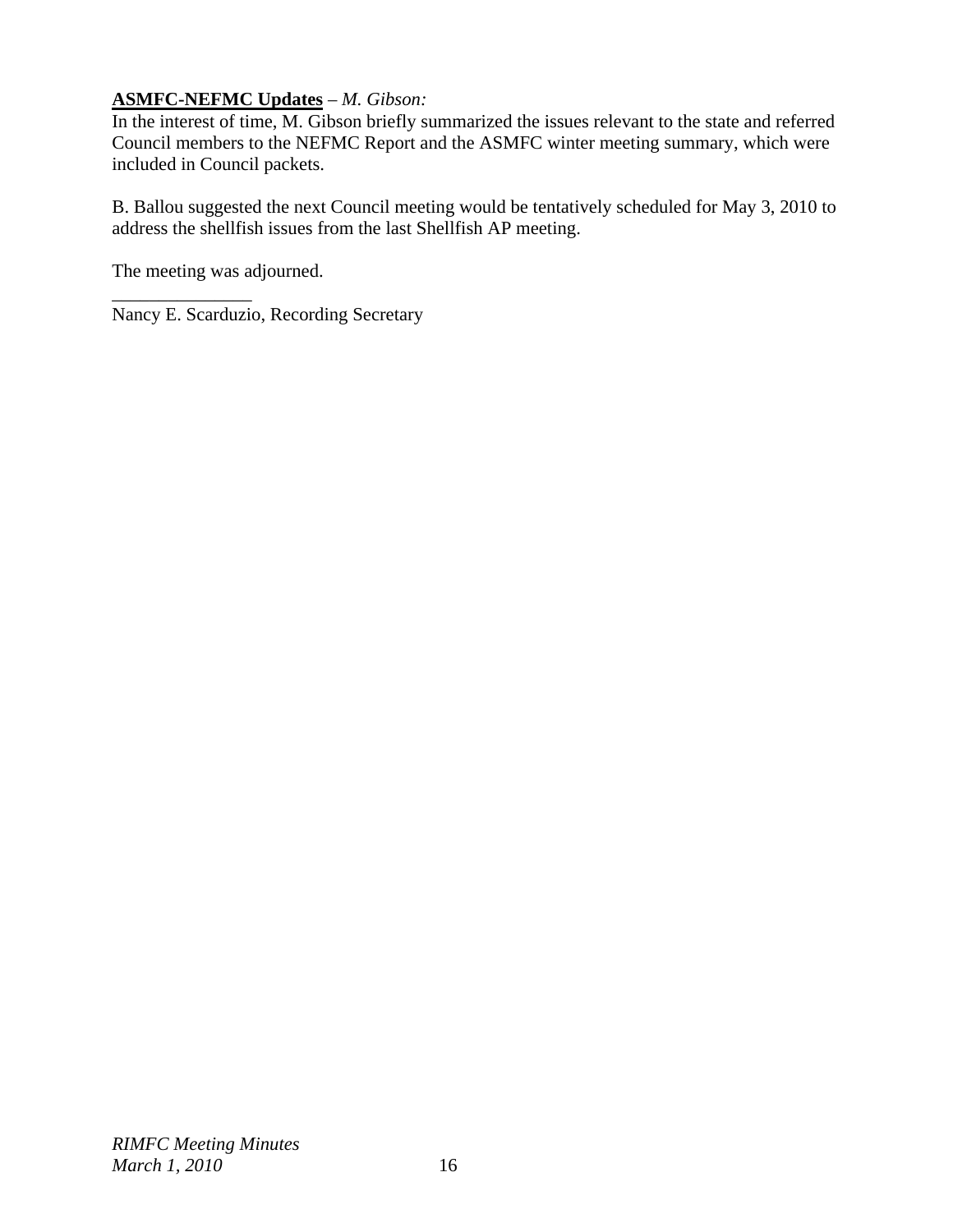**ASMFC-NEFMC Updates** – *M. Gibson:*
In the interest of time, M. Gibson briefly summarized the issues relevant to the state and referred Council members to the NEFMC Report and the ASMFC winter meeting summary, which were included in Council packets.

B. Ballou suggested the next Council meeting would be tentatively scheduled for May 3, 2010 to address the shellfish issues from the last Shellfish AP meeting.

The meeting was adjourned.

_______________
Nancy E. Scarduzio, Recording Secretary